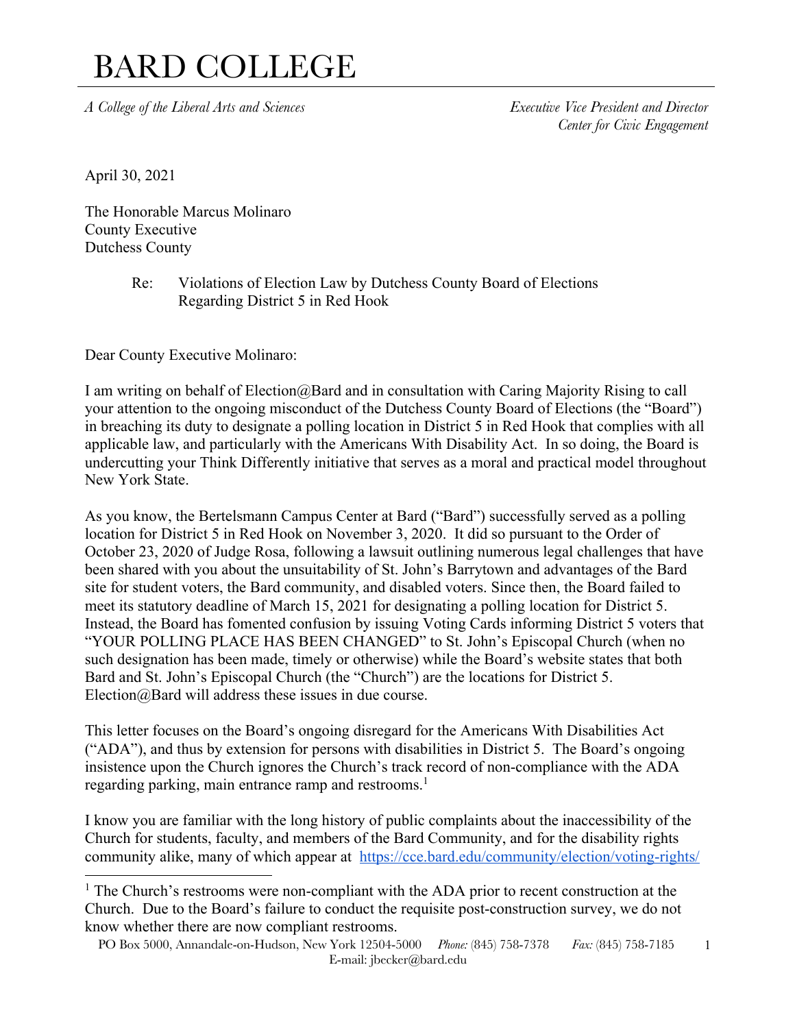# BARD COLLEGE

*A College of the Liberal Arts and Sciences*

*Executive Vice President and Director*
*Center for Civic Engagement*

April 30, 2021

The Honorable Marcus Molinaro
County Executive
Dutchess County

Re: Violations of Election Law by Dutchess County Board of Elections Regarding District 5 in Red Hook

Dear County Executive Molinaro:

I am writing on behalf of Election@Bard and in consultation with Caring Majority Rising to call your attention to the ongoing misconduct of the Dutchess County Board of Elections (the "Board") in breaching its duty to designate a polling location in District 5 in Red Hook that complies with all applicable law, and particularly with the Americans With Disability Act. In so doing, the Board is undercutting your Think Differently initiative that serves as a moral and practical model throughout New York State.

As you know, the Bertelsmann Campus Center at Bard ("Bard") successfully served as a polling location for District 5 in Red Hook on November 3, 2020. It did so pursuant to the Order of October 23, 2020 of Judge Rosa, following a lawsuit outlining numerous legal challenges that have been shared with you about the unsuitability of St. John's Barrytown and advantages of the Bard site for student voters, the Bard community, and disabled voters. Since then, the Board failed to meet its statutory deadline of March 15, 2021 for designating a polling location for District 5. Instead, the Board has fomented confusion by issuing Voting Cards informing District 5 voters that "YOUR POLLING PLACE HAS BEEN CHANGED" to St. John's Episcopal Church (when no such designation has been made, timely or otherwise) while the Board's website states that both Bard and St. John's Episcopal Church (the "Church") are the locations for District 5. Election@Bard will address these issues in due course.

This letter focuses on the Board's ongoing disregard for the Americans With Disabilities Act ("ADA"), and thus by extension for persons with disabilities in District 5. The Board's ongoing insistence upon the Church ignores the Church's track record of non-compliance with the ADA regarding parking, main entrance ramp and restrooms.[1]

I know you are familiar with the long history of public complaints about the inaccessibility of the Church for students, faculty, and members of the Bard Community, and for the disability rights community alike, many of which appear at https://cce.bard.edu/community/election/voting-rights/

[1] The Church's restrooms were non-compliant with the ADA prior to recent construction at the Church. Due to the Board's failure to conduct the requisite post-construction survey, we do not know whether there are now compliant restrooms.

PO Box 5000, Annandale-on-Hudson, New York 12504-5000 *Phone:* (845) 758-7378 *Fax:* (845) 758-7185
E-mail: jbecker@bard.edu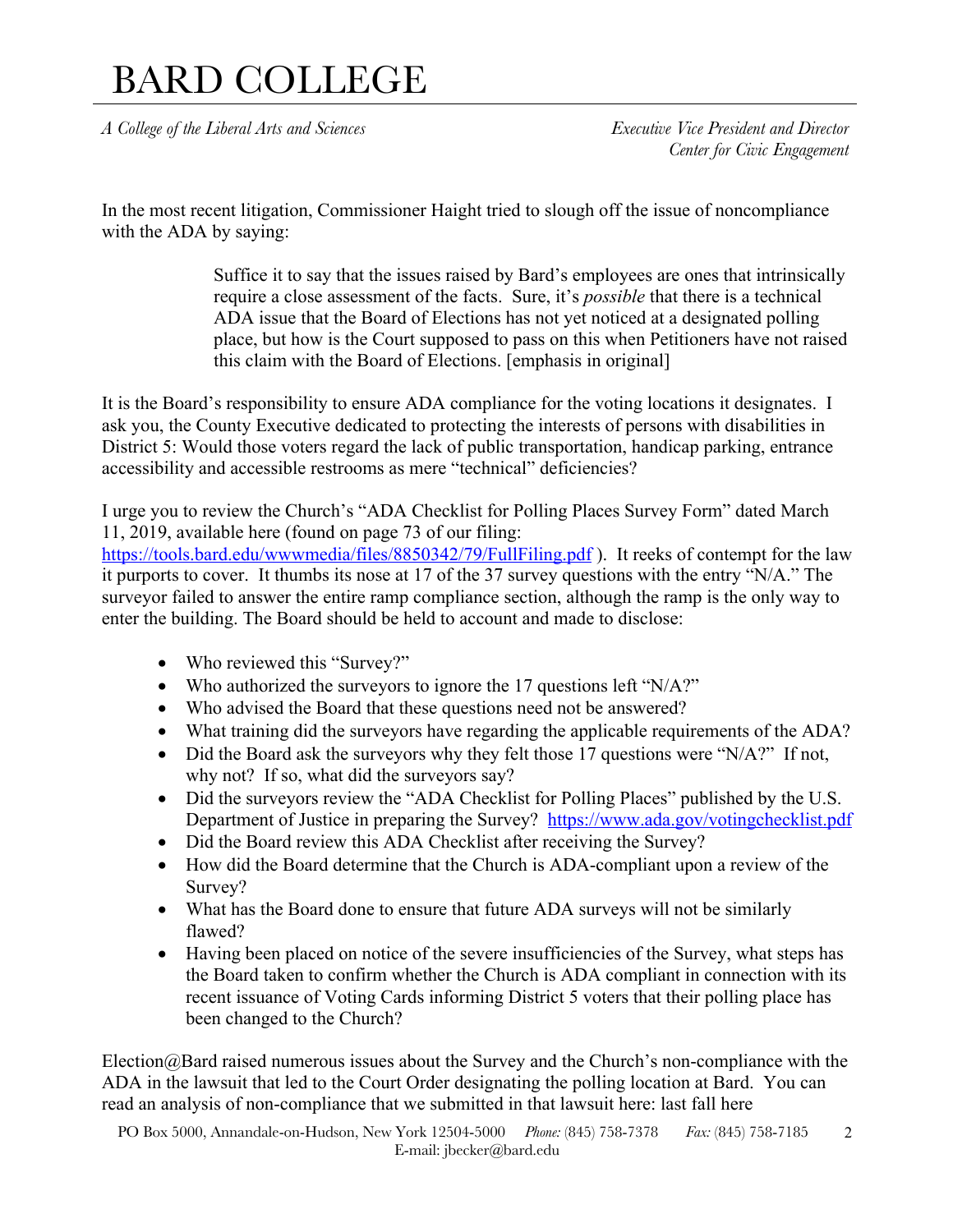In the most recent litigation, Commissioner Haight tried to slough off the issue of noncompliance with the ADA by saying:

> Suffice it to say that the issues raised by Bard's employees are ones that intrinsically require a close assessment of the facts. Sure, it's *possible* that there is a technical ADA issue that the Board of Elections has not yet noticed at a designated polling place, but how is the Court supposed to pass on this when Petitioners have not raised this claim with the Board of Elections. [emphasis in original]

It is the Board's responsibility to ensure ADA compliance for the voting locations it designates. I ask you, the County Executive dedicated to protecting the interests of persons with disabilities in District 5: Would those voters regard the lack of public transportation, handicap parking, entrance accessibility and accessible restrooms as mere "technical" deficiencies?

I urge you to review the Church's "ADA Checklist for Polling Places Survey Form" dated March 11, 2019, available here (found on page 73 of our filing: https://tools.bard.edu/wwwmedia/files/8850342/79/FullFiling.pdf ). It reeks of contempt for the law it purports to cover. It thumbs its nose at 17 of the 37 survey questions with the entry "N/A." The surveyor failed to answer the entire ramp compliance section, although the ramp is the only way to enter the building. The Board should be held to account and made to disclose:

- Who reviewed this "Survey?"
- Who authorized the surveyors to ignore the 17 questions left "N/A?"
- Who advised the Board that these questions need not be answered?
- What training did the surveyors have regarding the applicable requirements of the ADA?
- Did the Board ask the surveyors why they felt those 17 questions were "N/A?" If not, why not? If so, what did the surveyors say?
- Did the surveyors review the "ADA Checklist for Polling Places" published by the U.S. Department of Justice in preparing the Survey? https://www.ada.gov/votingchecklist.pdf
- Did the Board review this ADA Checklist after receiving the Survey?
- How did the Board determine that the Church is ADA-compliant upon a review of the Survey?
- What has the Board done to ensure that future ADA surveys will not be similarly flawed?
- Having been placed on notice of the severe insufficiencies of the Survey, what steps has the Board taken to confirm whether the Church is ADA compliant in connection with its recent issuance of Voting Cards informing District 5 voters that their polling place has been changed to the Church?

Election@Bard raised numerous issues about the Survey and the Church's non-compliance with the ADA in the lawsuit that led to the Court Order designating the polling location at Bard. You can read an analysis of non-compliance that we submitted in that lawsuit here: last fall here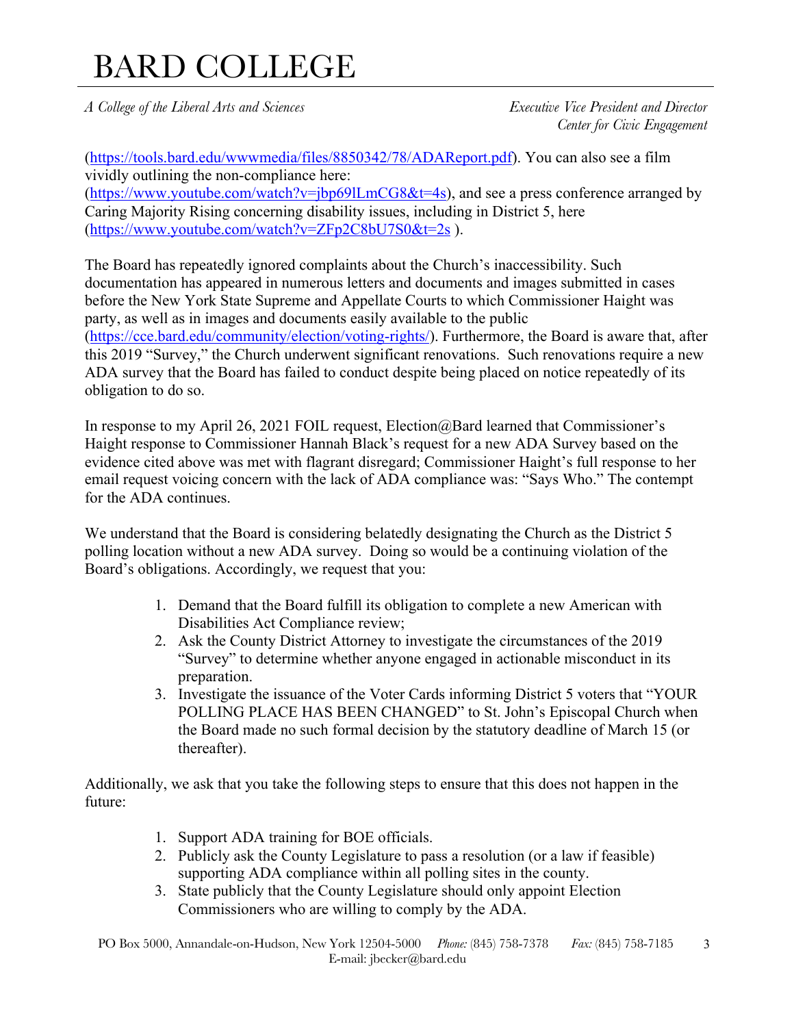(https://tools.bard.edu/wwwmedia/files/8850342/78/ADAReport.pdf). You can also see a film vividly outlining the non-compliance here: (https://www.youtube.com/watch?v=jbp69lLmCG8&t=4s), and see a press conference arranged by Caring Majority Rising concerning disability issues, including in District 5, here (https://www.youtube.com/watch?v=ZFp2C8bU7S0&t=2s ).

The Board has repeatedly ignored complaints about the Church's inaccessibility. Such documentation has appeared in numerous letters and documents and images submitted in cases before the New York State Supreme and Appellate Courts to which Commissioner Haight was party, as well as in images and documents easily available to the public (https://cce.bard.edu/community/election/voting-rights/). Furthermore, the Board is aware that, after this 2019 "Survey," the Church underwent significant renovations. Such renovations require a new ADA survey that the Board has failed to conduct despite being placed on notice repeatedly of its obligation to do so.

In response to my April 26, 2021 FOIL request, Election@Bard learned that Commissioner's Haight response to Commissioner Hannah Black's request for a new ADA Survey based on the evidence cited above was met with flagrant disregard; Commissioner Haight's full response to her email request voicing concern with the lack of ADA compliance was: "Says Who." The contempt for the ADA continues.

We understand that the Board is considering belatedly designating the Church as the District 5 polling location without a new ADA survey. Doing so would be a continuing violation of the Board's obligations. Accordingly, we request that you:

1. Demand that the Board fulfill its obligation to complete a new American with Disabilities Act Compliance review;
2. Ask the County District Attorney to investigate the circumstances of the 2019 "Survey" to determine whether anyone engaged in actionable misconduct in its preparation.
3. Investigate the issuance of the Voter Cards informing District 5 voters that "YOUR POLLING PLACE HAS BEEN CHANGED" to St. John's Episcopal Church when the Board made no such formal decision by the statutory deadline of March 15 (or thereafter).

Additionally, we ask that you take the following steps to ensure that this does not happen in the future:

1. Support ADA training for BOE officials.
2. Publicly ask the County Legislature to pass a resolution (or a law if feasible) supporting ADA compliance within all polling sites in the county.
3. State publicly that the County Legislature should only appoint Election Commissioners who are willing to comply by the ADA.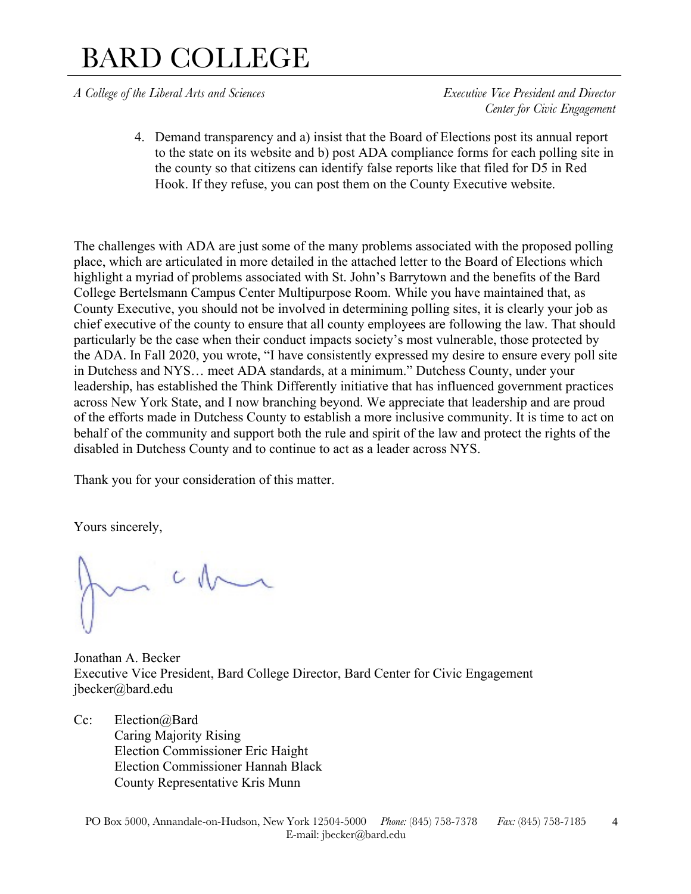4. Demand transparency and a) insist that the Board of Elections post its annual report to the state on its website and b) post ADA compliance forms for each polling site in the county so that citizens can identify false reports like that filed for D5 in Red Hook. If they refuse, you can post them on the County Executive website.

The challenges with ADA are just some of the many problems associated with the proposed polling place, which are articulated in more detailed in the attached letter to the Board of Elections which highlight a myriad of problems associated with St. John's Barrytown and the benefits of the Bard College Bertelsmann Campus Center Multipurpose Room. While you have maintained that, as County Executive, you should not be involved in determining polling sites, it is clearly your job as chief executive of the county to ensure that all county employees are following the law. That should particularly be the case when their conduct impacts society's most vulnerable, those protected by the ADA. In Fall 2020, you wrote, "I have consistently expressed my desire to ensure every poll site in Dutchess and NYS… meet ADA standards, at a minimum." Dutchess County, under your leadership, has established the Think Differently initiative that has influenced government practices across New York State, and I now branching beyond. We appreciate that leadership and are proud of the efforts made in Dutchess County to establish a more inclusive community. It is time to act on behalf of the community and support both the rule and spirit of the law and protect the rights of the disabled in Dutchess County and to continue to act as a leader across NYS.

Thank you for your consideration of this matter.

Yours sincerely,

Jonathan A. Becker
Executive Vice President, Bard College Director, Bard Center for Civic Engagement
jbecker@bard.edu

Cc: Election@Bard
Caring Majority Rising
Election Commissioner Eric Haight
Election Commissioner Hannah Black
County Representative Kris Munn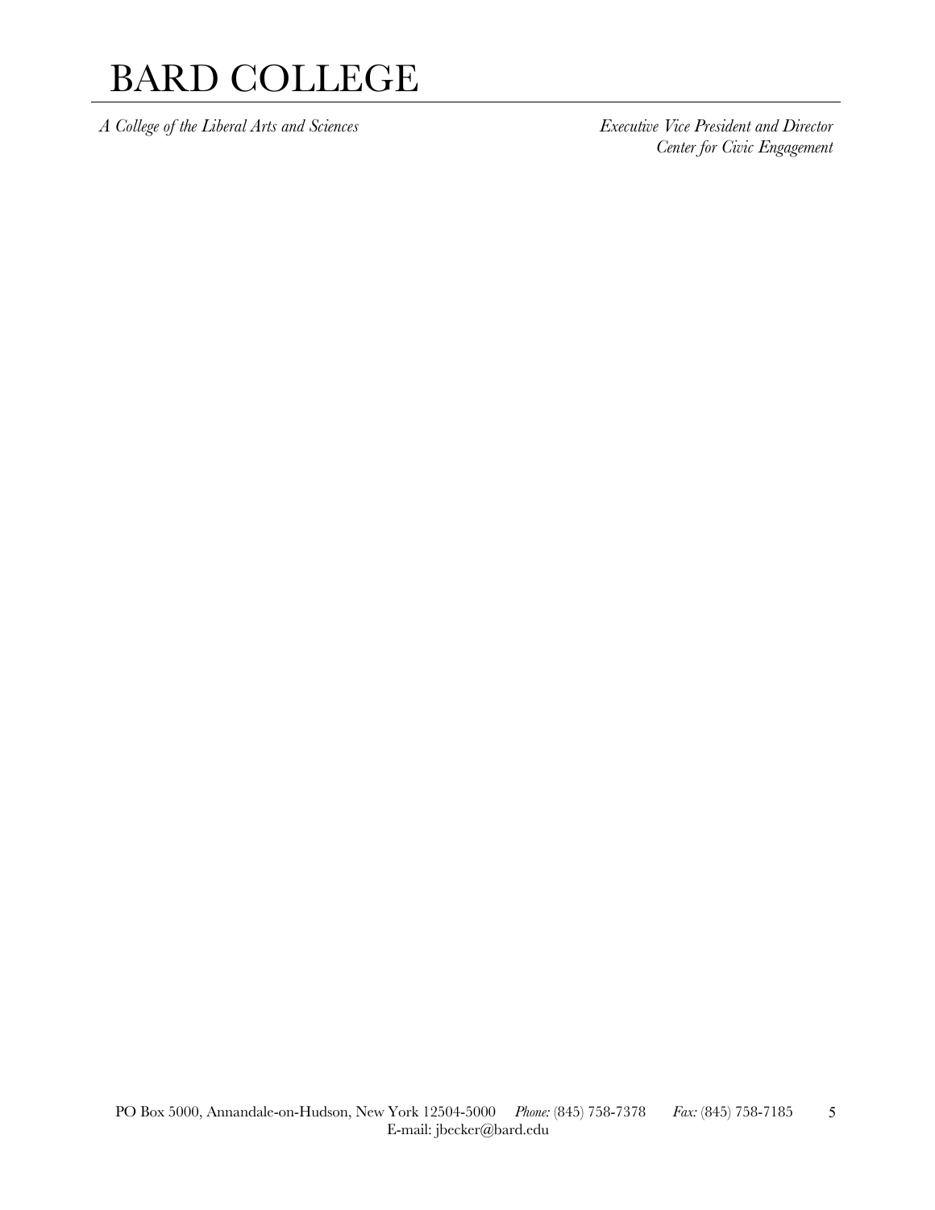# BARD COLLEGE

*A College of the Liberal Arts and Sciences*

*Executive Vice President and Director*
*Center for Civic Engagement*

PO Box 5000, Annandale-on-Hudson, New York 12504-5000 *Phone:* (845) 758-7378 *Fax:* (845) 758-7185
E-mail: jbecker@bard.edu